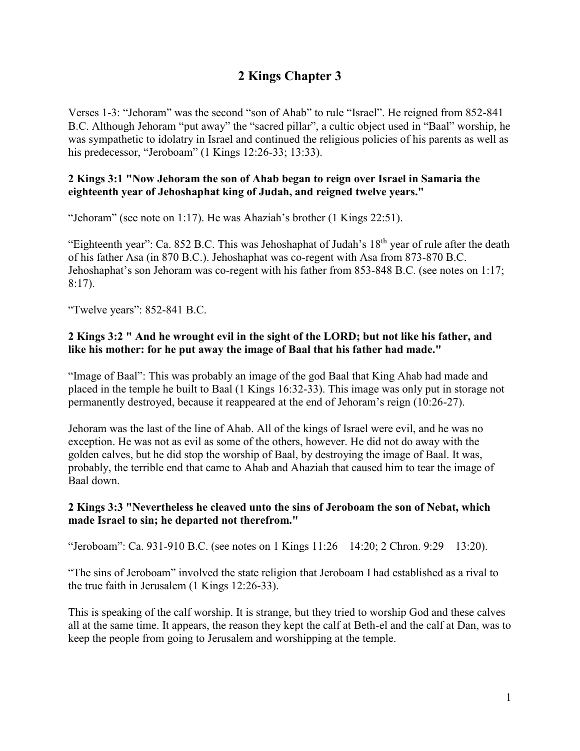# 2 Kings Chapter 3

Verses 1-3: "Jehoram" was the second "son of Ahab" to rule "Israel". He reigned from 852-841 B.C. Although Jehoram "put away" the "sacred pillar", a cultic object used in "Baal" worship, he was sympathetic to idolatry in Israel and continued the religious policies of his parents as well as his predecessor, "Jeroboam" (1 Kings 12:26-33; 13:33).

**2 Kings 3:1 "Now Jehoram the son of Ahab began to reign over Israel in Samaria the eighteenth year of Jehoshaphat king of Judah, and reigned twelve years."**

"Jehoram" (see note on 1:17). He was Ahaziah's brother (1 Kings 22:51).

"Eighteenth year": Ca. 852 B.C. This was Jehoshaphat of Judah's 18th year of rule after the death of his father Asa (in 870 B.C.). Jehoshaphat was co-regent with Asa from 873-870 B.C. Jehoshaphat's son Jehoram was co-regent with his father from 853-848 B.C. (see notes on 1:17; 8:17).

"Twelve years": 852-841 B.C.

**2 Kings 3:2 " And he wrought evil in the sight of the LORD; but not like his father, and like his mother: for he put away the image of Baal that his father had made."**

"Image of Baal": This was probably an image of the god Baal that King Ahab had made and placed in the temple he built to Baal (1 Kings 16:32-33). This image was only put in storage not permanently destroyed, because it reappeared at the end of Jehoram's reign (10:26-27).

Jehoram was the last of the line of Ahab. All of the kings of Israel were evil, and he was no exception. He was not as evil as some of the others, however. He did not do away with the golden calves, but he did stop the worship of Baal, by destroying the image of Baal. It was, probably, the terrible end that came to Ahab and Ahaziah that caused him to tear the image of Baal down.

**2 Kings 3:3 "Nevertheless he cleaved unto the sins of Jeroboam the son of Nebat, which made Israel to sin; he departed not therefrom."**

"Jeroboam": Ca. 931-910 B.C. (see notes on 1 Kings 11:26 – 14:20; 2 Chron. 9:29 – 13:20).

"The sins of Jeroboam" involved the state religion that Jeroboam I had established as a rival to the true faith in Jerusalem (1 Kings 12:26-33).

This is speaking of the calf worship. It is strange, but they tried to worship God and these calves all at the same time. It appears, the reason they kept the calf at Beth-el and the calf at Dan, was to keep the people from going to Jerusalem and worshipping at the temple.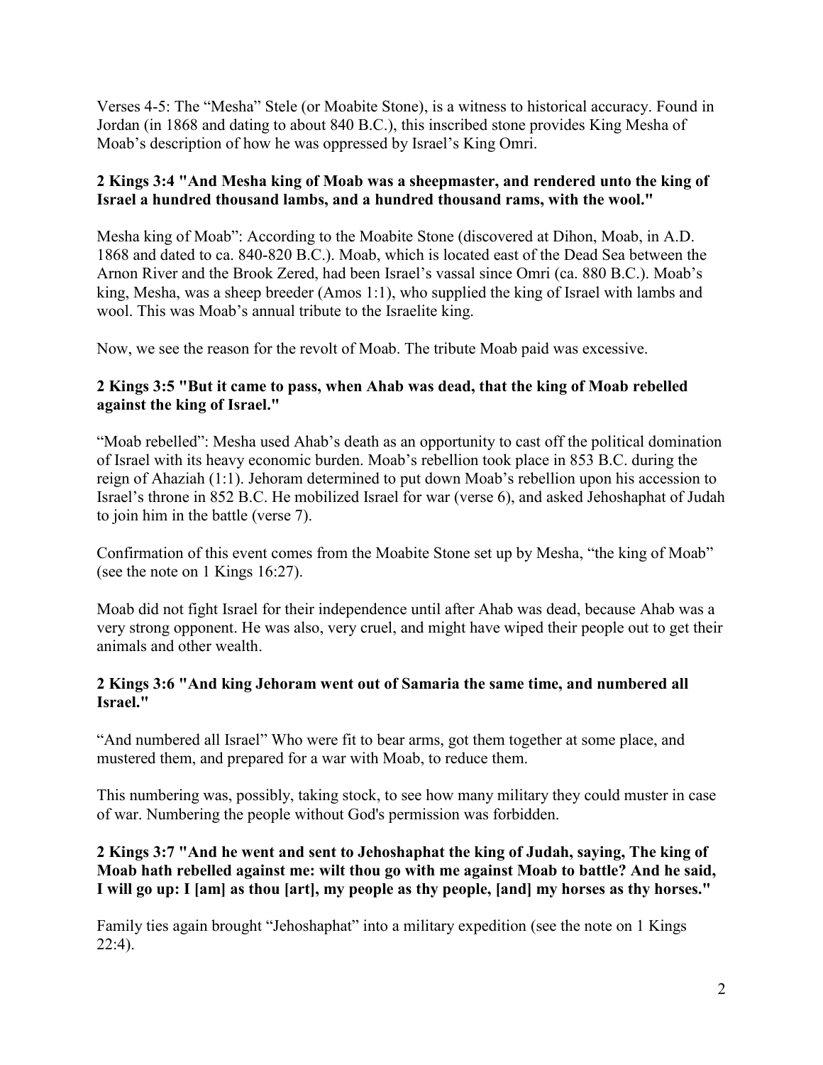Verses 4-5: The “Mesha” Stele (or Moabite Stone), is a witness to historical accuracy. Found in Jordan (in 1868 and dating to about 840 B.C.), this inscribed stone provides King Mesha of Moab’s description of how he was oppressed by Israel’s King Omri.

**2 Kings 3:4 "And Mesha king of Moab was a sheepmaster, and rendered unto the king of Israel a hundred thousand lambs, and a hundred thousand rams, with the wool."**

Mesha king of Moab”: According to the Moabite Stone (discovered at Dihon, Moab, in A.D. 1868 and dated to ca. 840-820 B.C.). Moab, which is located east of the Dead Sea between the Arnon River and the Brook Zered, had been Israel’s vassal since Omri (ca. 880 B.C.). Moab’s king, Mesha, was a sheep breeder (Amos 1:1), who supplied the king of Israel with lambs and wool. This was Moab’s annual tribute to the Israelite king.

Now, we see the reason for the revolt of Moab. The tribute Moab paid was excessive.

**2 Kings 3:5 "But it came to pass, when Ahab was dead, that the king of Moab rebelled against the king of Israel."**

“Moab rebelled”: Mesha used Ahab’s death as an opportunity to cast off the political domination of Israel with its heavy economic burden. Moab’s rebellion took place in 853 B.C. during the reign of Ahaziah (1:1). Jehoram determined to put down Moab’s rebellion upon his accession to Israel’s throne in 852 B.C. He mobilized Israel for war (verse 6), and asked Jehoshaphat of Judah to join him in the battle (verse 7).

Confirmation of this event comes from the Moabite Stone set up by Mesha, “the king of Moab” (see the note on 1 Kings 16:27).

Moab did not fight Israel for their independence until after Ahab was dead, because Ahab was a very strong opponent. He was also, very cruel, and might have wiped their people out to get their animals and other wealth.

**2 Kings 3:6 "And king Jehoram went out of Samaria the same time, and numbered all Israel."**

“And numbered all Israel” Who were fit to bear arms, got them together at some place, and mustered them, and prepared for a war with Moab, to reduce them.

This numbering was, possibly, taking stock, to see how many military they could muster in case of war. Numbering the people without God's permission was forbidden.

**2 Kings 3:7 "And he went and sent to Jehoshaphat the king of Judah, saying, The king of Moab hath rebelled against me: wilt thou go with me against Moab to battle? And he said, I will go up: I [am] as thou [art], my people as thy people, [and] my horses as thy horses."**

Family ties again brought “Jehoshaphat” into a military expedition (see the note on 1 Kings 22:4).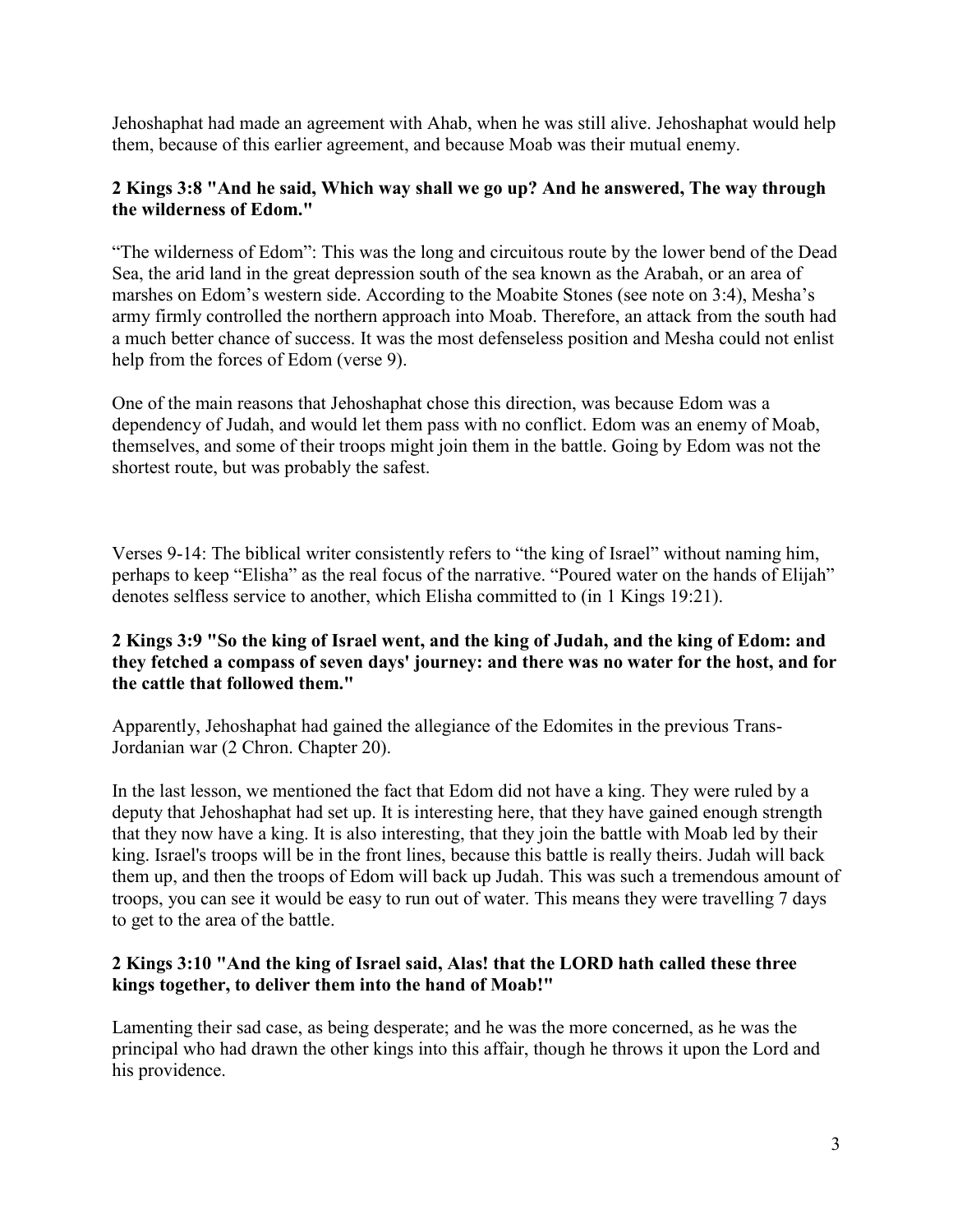Jehoshaphat had made an agreement with Ahab, when he was still alive. Jehoshaphat would help them, because of this earlier agreement, and because Moab was their mutual enemy.

**2 Kings 3:8 "And he said, Which way shall we go up? And he answered, The way through the wilderness of Edom."**

"The wilderness of Edom": This was the long and circuitous route by the lower bend of the Dead Sea, the arid land in the great depression south of the sea known as the Arabah, or an area of marshes on Edom's western side. According to the Moabite Stones (see note on 3:4), Mesha's army firmly controlled the northern approach into Moab. Therefore, an attack from the south had a much better chance of success. It was the most defenseless position and Mesha could not enlist help from the forces of Edom (verse 9).

One of the main reasons that Jehoshaphat chose this direction, was because Edom was a dependency of Judah, and would let them pass with no conflict. Edom was an enemy of Moab, themselves, and some of their troops might join them in the battle. Going by Edom was not the shortest route, but was probably the safest.

Verses 9-14: The biblical writer consistently refers to "the king of Israel" without naming him, perhaps to keep "Elisha" as the real focus of the narrative. "Poured water on the hands of Elijah" denotes selfless service to another, which Elisha committed to (in 1 Kings 19:21).

**2 Kings 3:9 "So the king of Israel went, and the king of Judah, and the king of Edom: and they fetched a compass of seven days' journey: and there was no water for the host, and for the cattle that followed them."**

Apparently, Jehoshaphat had gained the allegiance of the Edomites in the previous Trans-Jordanian war (2 Chron. Chapter 20).

In the last lesson, we mentioned the fact that Edom did not have a king. They were ruled by a deputy that Jehoshaphat had set up. It is interesting here, that they have gained enough strength that they now have a king. It is also interesting, that they join the battle with Moab led by their king. Israel's troops will be in the front lines, because this battle is really theirs. Judah will back them up, and then the troops of Edom will back up Judah. This was such a tremendous amount of troops, you can see it would be easy to run out of water. This means they were travelling 7 days to get to the area of the battle.

**2 Kings 3:10 "And the king of Israel said, Alas! that the LORD hath called these three kings together, to deliver them into the hand of Moab!"**

Lamenting their sad case, as being desperate; and he was the more concerned, as he was the principal who had drawn the other kings into this affair, though he throws it upon the Lord and his providence.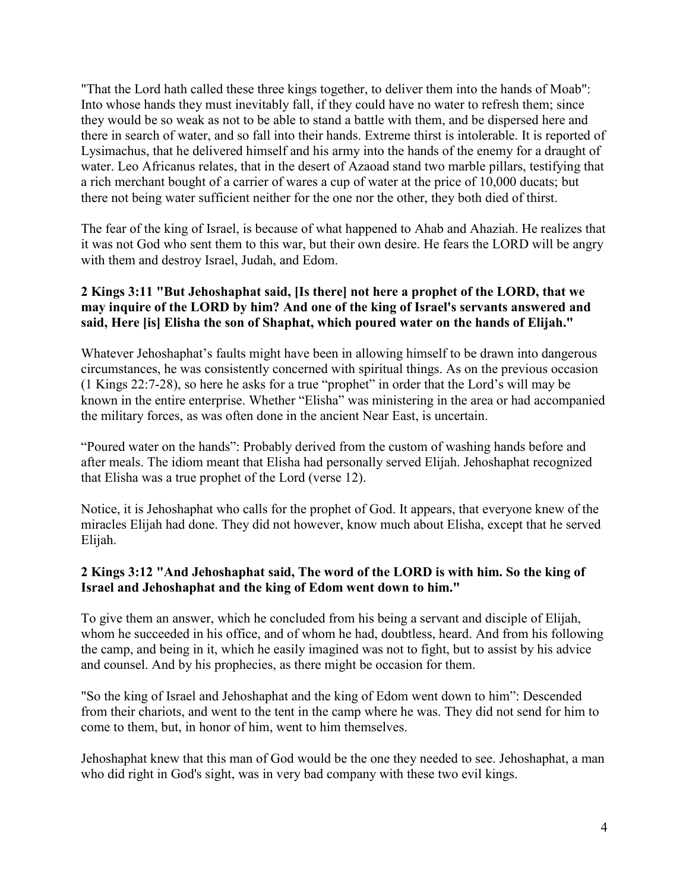"That the Lord hath called these three kings together, to deliver them into the hands of Moab": Into whose hands they must inevitably fall, if they could have no water to refresh them; since they would be so weak as not to be able to stand a battle with them, and be dispersed here and there in search of water, and so fall into their hands. Extreme thirst is intolerable. It is reported of Lysimachus, that he delivered himself and his army into the hands of the enemy for a draught of water. Leo Africanus relates, that in the desert of Azaoad stand two marble pillars, testifying that a rich merchant bought of a carrier of wares a cup of water at the price of 10,000 ducats; but there not being water sufficient neither for the one nor the other, they both died of thirst.

The fear of the king of Israel, is because of what happened to Ahab and Ahaziah. He realizes that it was not God who sent them to this war, but their own desire. He fears the LORD will be angry with them and destroy Israel, Judah, and Edom.

**2 Kings 3:11 "But Jehoshaphat said, [Is there] not here a prophet of the LORD, that we may inquire of the LORD by him? And one of the king of Israel's servants answered and said, Here [is] Elisha the son of Shaphat, which poured water on the hands of Elijah."**

Whatever Jehoshaphat's faults might have been in allowing himself to be drawn into dangerous circumstances, he was consistently concerned with spiritual things. As on the previous occasion (1 Kings 22:7-28), so here he asks for a true "prophet" in order that the Lord's will may be known in the entire enterprise. Whether "Elisha" was ministering in the area or had accompanied the military forces, as was often done in the ancient Near East, is uncertain.

"Poured water on the hands": Probably derived from the custom of washing hands before and after meals. The idiom meant that Elisha had personally served Elijah. Jehoshaphat recognized that Elisha was a true prophet of the Lord (verse 12).

Notice, it is Jehoshaphat who calls for the prophet of God. It appears, that everyone knew of the miracles Elijah had done. They did not however, know much about Elisha, except that he served Elijah.

**2 Kings 3:12 "And Jehoshaphat said, The word of the LORD is with him. So the king of Israel and Jehoshaphat and the king of Edom went down to him."**

To give them an answer, which he concluded from his being a servant and disciple of Elijah, whom he succeeded in his office, and of whom he had, doubtless, heard. And from his following the camp, and being in it, which he easily imagined was not to fight, but to assist by his advice and counsel. And by his prophecies, as there might be occasion for them.

"So the king of Israel and Jehoshaphat and the king of Edom went down to him": Descended from their chariots, and went to the tent in the camp where he was. They did not send for him to come to them, but, in honor of him, went to him themselves.

Jehoshaphat knew that this man of God would be the one they needed to see. Jehoshaphat, a man who did right in God's sight, was in very bad company with these two evil kings.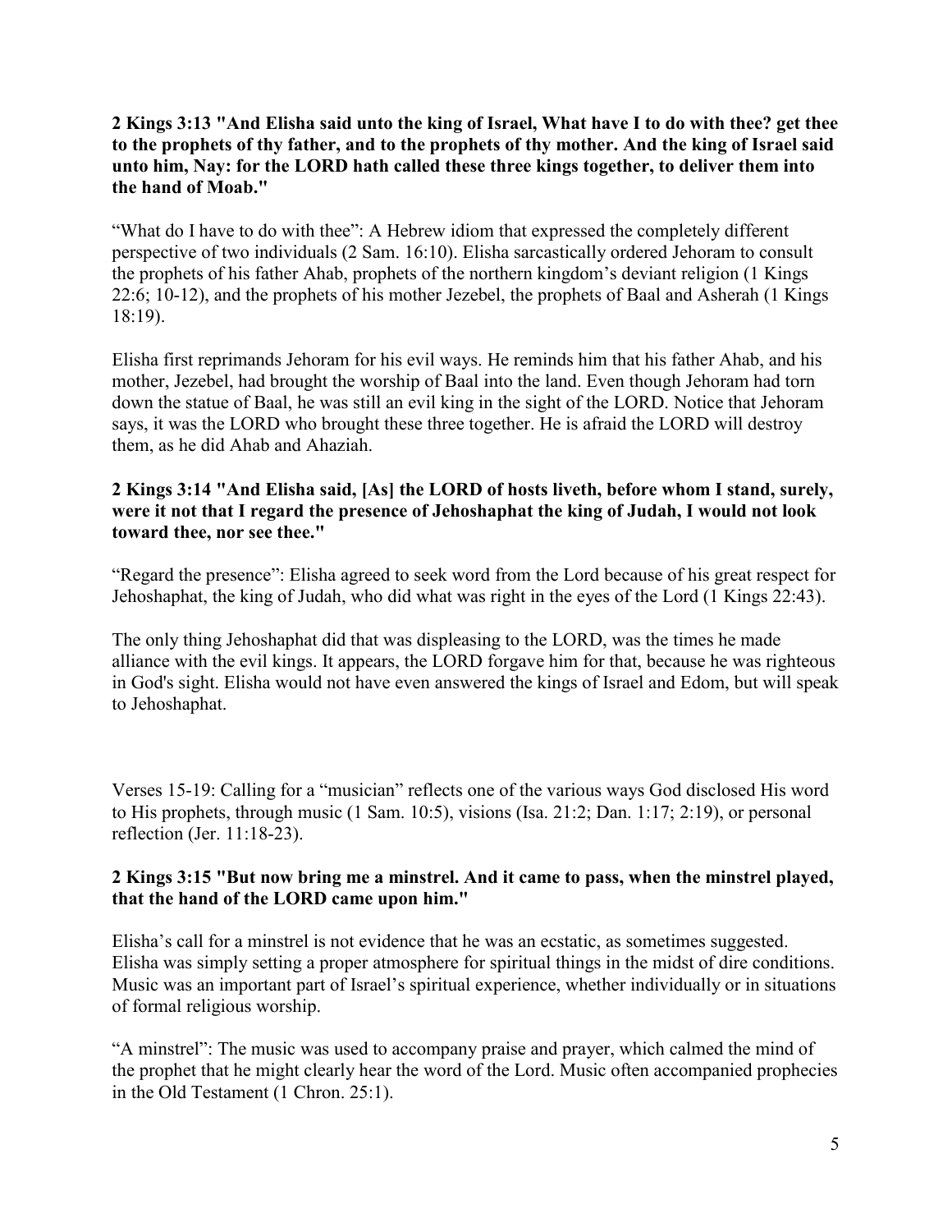**2 Kings 3:13 "And Elisha said unto the king of Israel, What have I to do with thee? get thee to the prophets of thy father, and to the prophets of thy mother. And the king of Israel said unto him, Nay: for the LORD hath called these three kings together, to deliver them into the hand of Moab."**

"What do I have to do with thee": A Hebrew idiom that expressed the completely different perspective of two individuals (2 Sam. 16:10). Elisha sarcastically ordered Jehoram to consult the prophets of his father Ahab, prophets of the northern kingdom's deviant religion (1 Kings 22:6; 10-12), and the prophets of his mother Jezebel, the prophets of Baal and Asherah (1 Kings 18:19).

Elisha first reprimands Jehoram for his evil ways. He reminds him that his father Ahab, and his mother, Jezebel, had brought the worship of Baal into the land. Even though Jehoram had torn down the statue of Baal, he was still an evil king in the sight of the LORD. Notice that Jehoram says, it was the LORD who brought these three together. He is afraid the LORD will destroy them, as he did Ahab and Ahaziah.

**2 Kings 3:14 "And Elisha said, [As] the LORD of hosts liveth, before whom I stand, surely, were it not that I regard the presence of Jehoshaphat the king of Judah, I would not look toward thee, nor see thee."**

"Regard the presence": Elisha agreed to seek word from the Lord because of his great respect for Jehoshaphat, the king of Judah, who did what was right in the eyes of the Lord (1 Kings 22:43).

The only thing Jehoshaphat did that was displeasing to the LORD, was the times he made alliance with the evil kings. It appears, the LORD forgave him for that, because he was righteous in God's sight. Elisha would not have even answered the kings of Israel and Edom, but will speak to Jehoshaphat.

Verses 15-19: Calling for a "musician" reflects one of the various ways God disclosed His word to His prophets, through music (1 Sam. 10:5), visions (Isa. 21:2; Dan. 1:17; 2:19), or personal reflection (Jer. 11:18-23).

**2 Kings 3:15 "But now bring me a minstrel. And it came to pass, when the minstrel played, that the hand of the LORD came upon him."**

Elisha's call for a minstrel is not evidence that he was an ecstatic, as sometimes suggested. Elisha was simply setting a proper atmosphere for spiritual things in the midst of dire conditions. Music was an important part of Israel's spiritual experience, whether individually or in situations of formal religious worship.

"A minstrel": The music was used to accompany praise and prayer, which calmed the mind of the prophet that he might clearly hear the word of the Lord. Music often accompanied prophecies in the Old Testament (1 Chron. 25:1).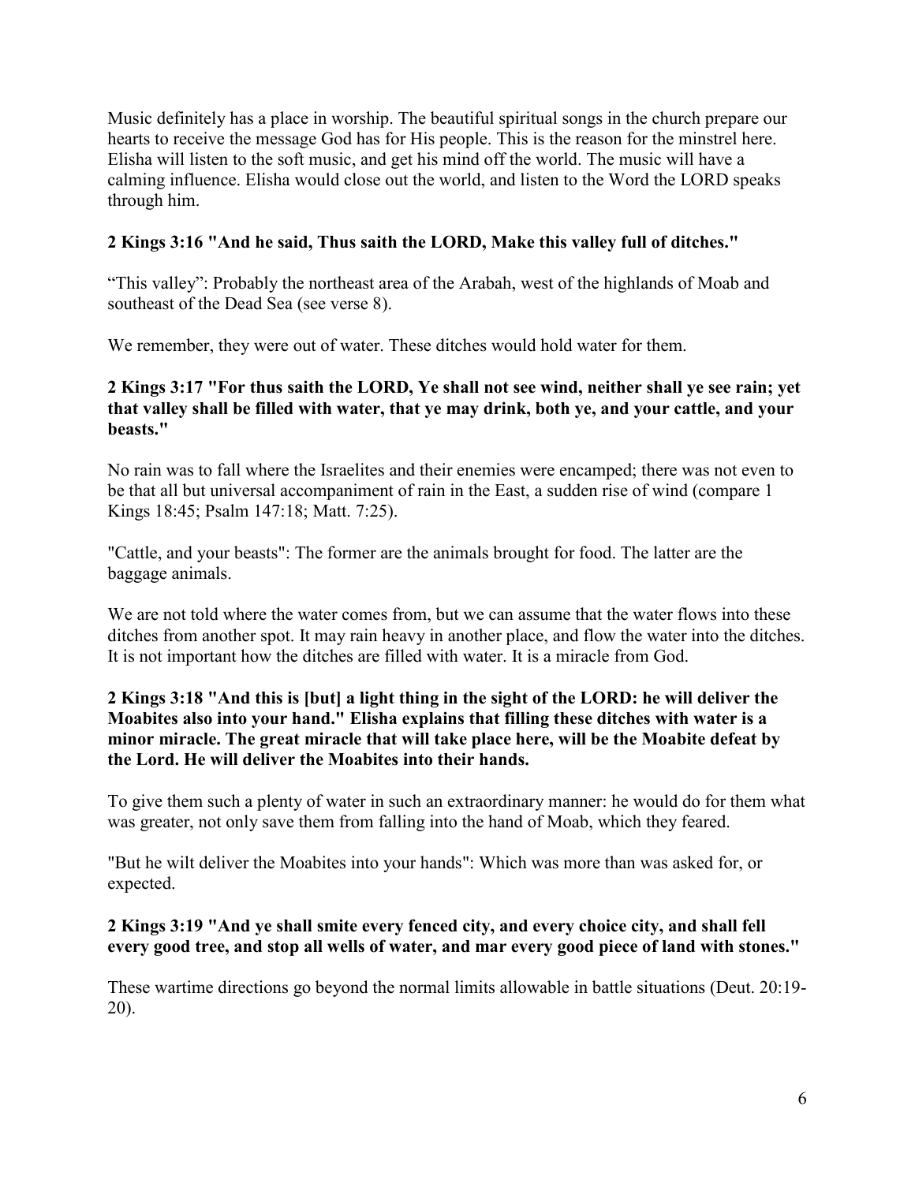Music definitely has a place in worship. The beautiful spiritual songs in the church prepare our hearts to receive the message God has for His people. This is the reason for the minstrel here. Elisha will listen to the soft music, and get his mind off the world. The music will have a calming influence. Elisha would close out the world, and listen to the Word the LORD speaks through him.

**2 Kings 3:16 "And he said, Thus saith the LORD, Make this valley full of ditches."**

"This valley": Probably the northeast area of the Arabah, west of the highlands of Moab and southeast of the Dead Sea (see verse 8).

We remember, they were out of water. These ditches would hold water for them.

**2 Kings 3:17 "For thus saith the LORD, Ye shall not see wind, neither shall ye see rain; yet that valley shall be filled with water, that ye may drink, both ye, and your cattle, and your beasts."**

No rain was to fall where the Israelites and their enemies were encamped; there was not even to be that all but universal accompaniment of rain in the East, a sudden rise of wind (compare 1 Kings 18:45; Psalm 147:18; Matt. 7:25).

"Cattle, and your beasts": The former are the animals brought for food. The latter are the baggage animals.

We are not told where the water comes from, but we can assume that the water flows into these ditches from another spot. It may rain heavy in another place, and flow the water into the ditches. It is not important how the ditches are filled with water. It is a miracle from God.

**2 Kings 3:18 "And this is [but] a light thing in the sight of the LORD: he will deliver the Moabites also into your hand." Elisha explains that filling these ditches with water is a minor miracle. The great miracle that will take place here, will be the Moabite defeat by the Lord. He will deliver the Moabites into their hands.**

To give them such a plenty of water in such an extraordinary manner: he would do for them what was greater, not only save them from falling into the hand of Moab, which they feared.

"But he wilt deliver the Moabites into your hands": Which was more than was asked for, or expected.

**2 Kings 3:19 "And ye shall smite every fenced city, and every choice city, and shall fell every good tree, and stop all wells of water, and mar every good piece of land with stones."**

These wartime directions go beyond the normal limits allowable in battle situations (Deut. 20:19-20).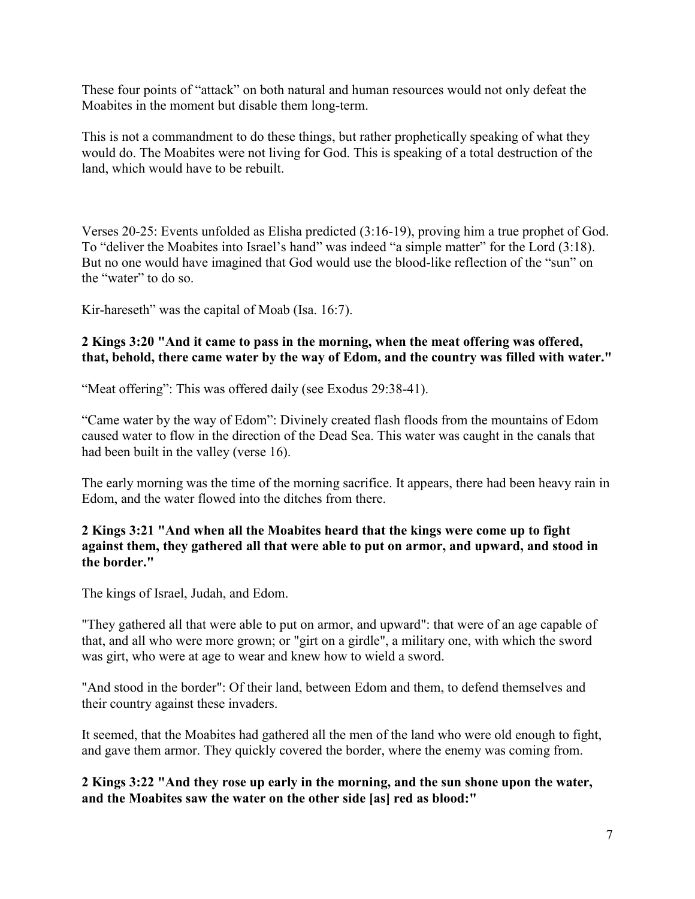These four points of "attack" on both natural and human resources would not only defeat the Moabites in the moment but disable them long-term.

This is not a commandment to do these things, but rather prophetically speaking of what they would do. The Moabites were not living for God. This is speaking of a total destruction of the land, which would have to be rebuilt.

Verses 20-25: Events unfolded as Elisha predicted (3:16-19), proving him a true prophet of God. To "deliver the Moabites into Israel's hand" was indeed "a simple matter" for the Lord (3:18). But no one would have imagined that God would use the blood-like reflection of the "sun" on the "water" to do so.

Kir-hareseth" was the capital of Moab (Isa. 16:7).

**2 Kings 3:20 "And it came to pass in the morning, when the meat offering was offered, that, behold, there came water by the way of Edom, and the country was filled with water."**

"Meat offering": This was offered daily (see Exodus 29:38-41).

"Came water by the way of Edom": Divinely created flash floods from the mountains of Edom caused water to flow in the direction of the Dead Sea. This water was caught in the canals that had been built in the valley (verse 16).

The early morning was the time of the morning sacrifice. It appears, there had been heavy rain in Edom, and the water flowed into the ditches from there.

**2 Kings 3:21 "And when all the Moabites heard that the kings were come up to fight against them, they gathered all that were able to put on armor, and upward, and stood in the border."**

The kings of Israel, Judah, and Edom.

"They gathered all that were able to put on armor, and upward": that were of an age capable of that, and all who were more grown; or "girt on a girdle", a military one, with which the sword was girt, who were at age to wear and knew how to wield a sword.

"And stood in the border": Of their land, between Edom and them, to defend themselves and their country against these invaders.

It seemed, that the Moabites had gathered all the men of the land who were old enough to fight, and gave them armor. They quickly covered the border, where the enemy was coming from.

**2 Kings 3:22 "And they rose up early in the morning, and the sun shone upon the water, and the Moabites saw the water on the other side [as] red as blood:"**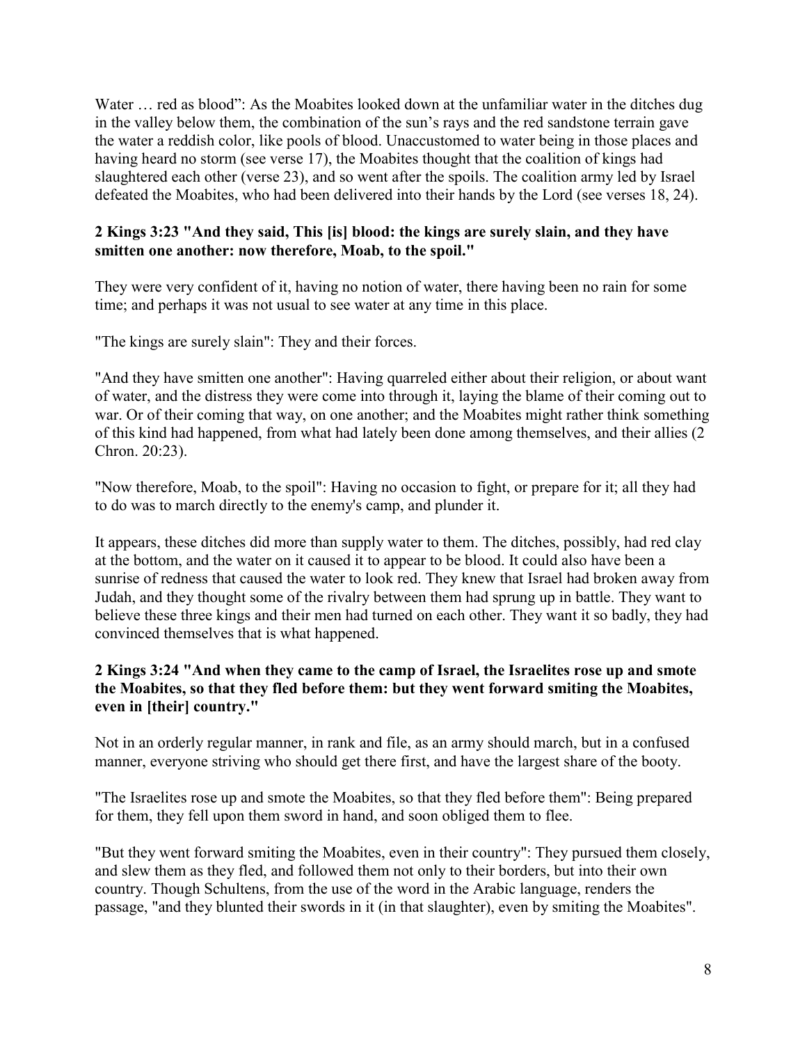Water … red as blood": As the Moabites looked down at the unfamiliar water in the ditches dug in the valley below them, the combination of the sun's rays and the red sandstone terrain gave the water a reddish color, like pools of blood. Unaccustomed to water being in those places and having heard no storm (see verse 17), the Moabites thought that the coalition of kings had slaughtered each other (verse 23), and so went after the spoils. The coalition army led by Israel defeated the Moabites, who had been delivered into their hands by the Lord (see verses 18, 24).

**2 Kings 3:23 "And they said, This [is] blood: the kings are surely slain, and they have smitten one another: now therefore, Moab, to the spoil."**

They were very confident of it, having no notion of water, there having been no rain for some time; and perhaps it was not usual to see water at any time in this place.

"The kings are surely slain": They and their forces.

"And they have smitten one another": Having quarreled either about their religion, or about want of water, and the distress they were come into through it, laying the blame of their coming out to war. Or of their coming that way, on one another; and the Moabites might rather think something of this kind had happened, from what had lately been done among themselves, and their allies (2 Chron. 20:23).

"Now therefore, Moab, to the spoil": Having no occasion to fight, or prepare for it; all they had to do was to march directly to the enemy's camp, and plunder it.

It appears, these ditches did more than supply water to them. The ditches, possibly, had red clay at the bottom, and the water on it caused it to appear to be blood. It could also have been a sunrise of redness that caused the water to look red. They knew that Israel had broken away from Judah, and they thought some of the rivalry between them had sprung up in battle. They want to believe these three kings and their men had turned on each other. They want it so badly, they had convinced themselves that is what happened.

**2 Kings 3:24 "And when they came to the camp of Israel, the Israelites rose up and smote the Moabites, so that they fled before them: but they went forward smiting the Moabites, even in [their] country."**

Not in an orderly regular manner, in rank and file, as an army should march, but in a confused manner, everyone striving who should get there first, and have the largest share of the booty.

"The Israelites rose up and smote the Moabites, so that they fled before them": Being prepared for them, they fell upon them sword in hand, and soon obliged them to flee.

"But they went forward smiting the Moabites, even in their country": They pursued them closely, and slew them as they fled, and followed them not only to their borders, but into their own country. Though Schultens, from the use of the word in the Arabic language, renders the passage, "and they blunted their swords in it (in that slaughter), even by smiting the Moabites".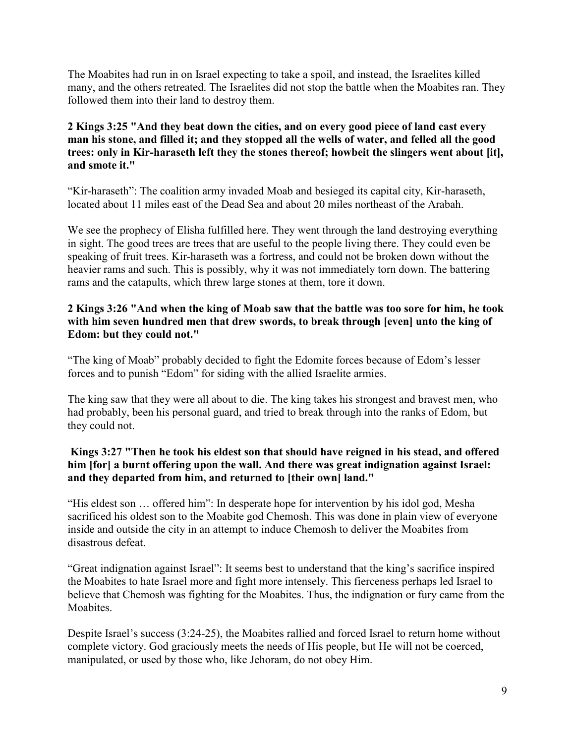The Moabites had run in on Israel expecting to take a spoil, and instead, the Israelites killed many, and the others retreated. The Israelites did not stop the battle when the Moabites ran. They followed them into their land to destroy them.

**2 Kings 3:25 "And they beat down the cities, and on every good piece of land cast every man his stone, and filled it; and they stopped all the wells of water, and felled all the good trees: only in Kir-haraseth left they the stones thereof; howbeit the slingers went about [it], and smote it."**

"Kir-haraseth": The coalition army invaded Moab and besieged its capital city, Kir-haraseth, located about 11 miles east of the Dead Sea and about 20 miles northeast of the Arabah.

We see the prophecy of Elisha fulfilled here. They went through the land destroying everything in sight. The good trees are trees that are useful to the people living there. They could even be speaking of fruit trees. Kir-haraseth was a fortress, and could not be broken down without the heavier rams and such. This is possibly, why it was not immediately torn down. The battering rams and the catapults, which threw large stones at them, tore it down.

**2 Kings 3:26 "And when the king of Moab saw that the battle was too sore for him, he took with him seven hundred men that drew swords, to break through [even] unto the king of Edom: but they could not."**

"The king of Moab" probably decided to fight the Edomite forces because of Edom's lesser forces and to punish "Edom" for siding with the allied Israelite armies.

The king saw that they were all about to die. The king takes his strongest and bravest men, who had probably, been his personal guard, and tried to break through into the ranks of Edom, but they could not.

**Kings 3:27 "Then he took his eldest son that should have reigned in his stead, and offered him [for] a burnt offering upon the wall. And there was great indignation against Israel: and they departed from him, and returned to [their own] land."**

"His eldest son … offered him": In desperate hope for intervention by his idol god, Mesha sacrificed his oldest son to the Moabite god Chemosh. This was done in plain view of everyone inside and outside the city in an attempt to induce Chemosh to deliver the Moabites from disastrous defeat.

"Great indignation against Israel": It seems best to understand that the king's sacrifice inspired the Moabites to hate Israel more and fight more intensely. This fierceness perhaps led Israel to believe that Chemosh was fighting for the Moabites. Thus, the indignation or fury came from the Moabites.

Despite Israel's success (3:24-25), the Moabites rallied and forced Israel to return home without complete victory. God graciously meets the needs of His people, but He will not be coerced, manipulated, or used by those who, like Jehoram, do not obey Him.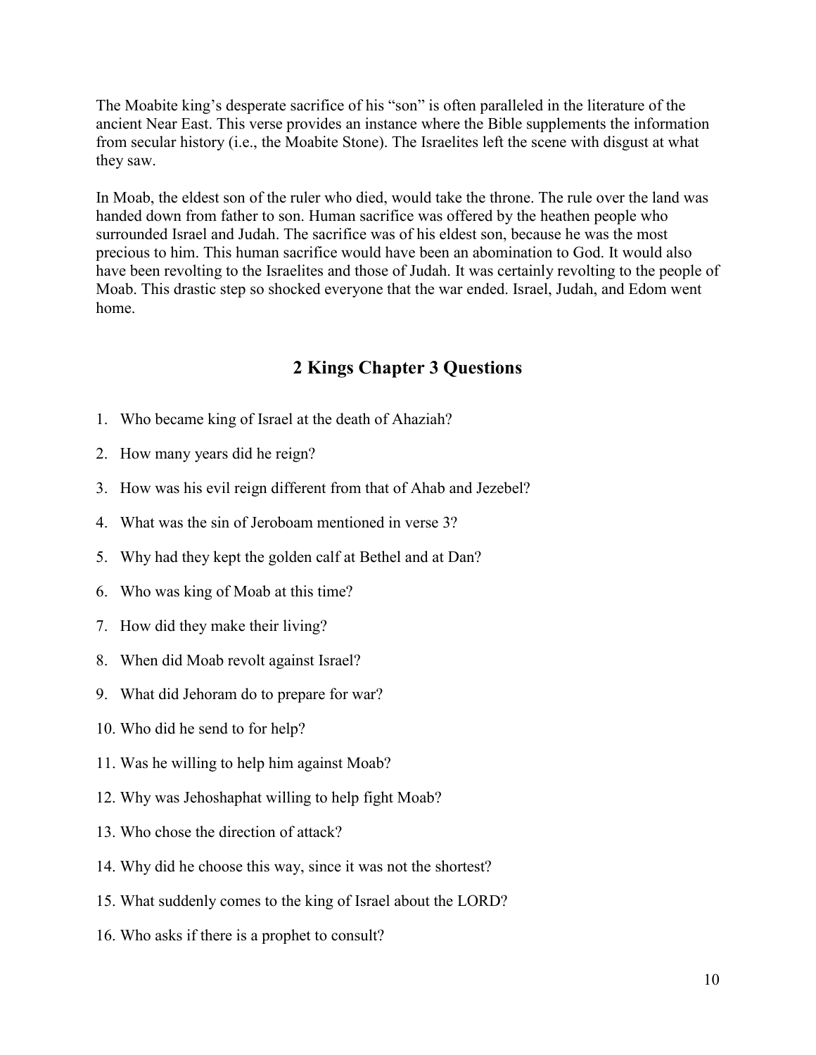The Moabite king's desperate sacrifice of his "son" is often paralleled in the literature of the ancient Near East. This verse provides an instance where the Bible supplements the information from secular history (i.e., the Moabite Stone). The Israelites left the scene with disgust at what they saw.

In Moab, the eldest son of the ruler who died, would take the throne. The rule over the land was handed down from father to son. Human sacrifice was offered by the heathen people who surrounded Israel and Judah. The sacrifice was of his eldest son, because he was the most precious to him. This human sacrifice would have been an abomination to God. It would also have been revolting to the Israelites and those of Judah. It was certainly revolting to the people of Moab. This drastic step so shocked everyone that the war ended. Israel, Judah, and Edom went home.

## 2 Kings Chapter 3 Questions

1. Who became king of Israel at the death of Ahaziah?
2. How many years did he reign?
3. How was his evil reign different from that of Ahab and Jezebel?
4. What was the sin of Jeroboam mentioned in verse 3?
5. Why had they kept the golden calf at Bethel and at Dan?
6. Who was king of Moab at this time?
7. How did they make their living?
8. When did Moab revolt against Israel?
9. What did Jehoram do to prepare for war?
10. Who did he send to for help?
11. Was he willing to help him against Moab?
12. Why was Jehoshaphat willing to help fight Moab?
13. Who chose the direction of attack?
14. Why did he choose this way, since it was not the shortest?
15. What suddenly comes to the king of Israel about the LORD?
16. Who asks if there is a prophet to consult?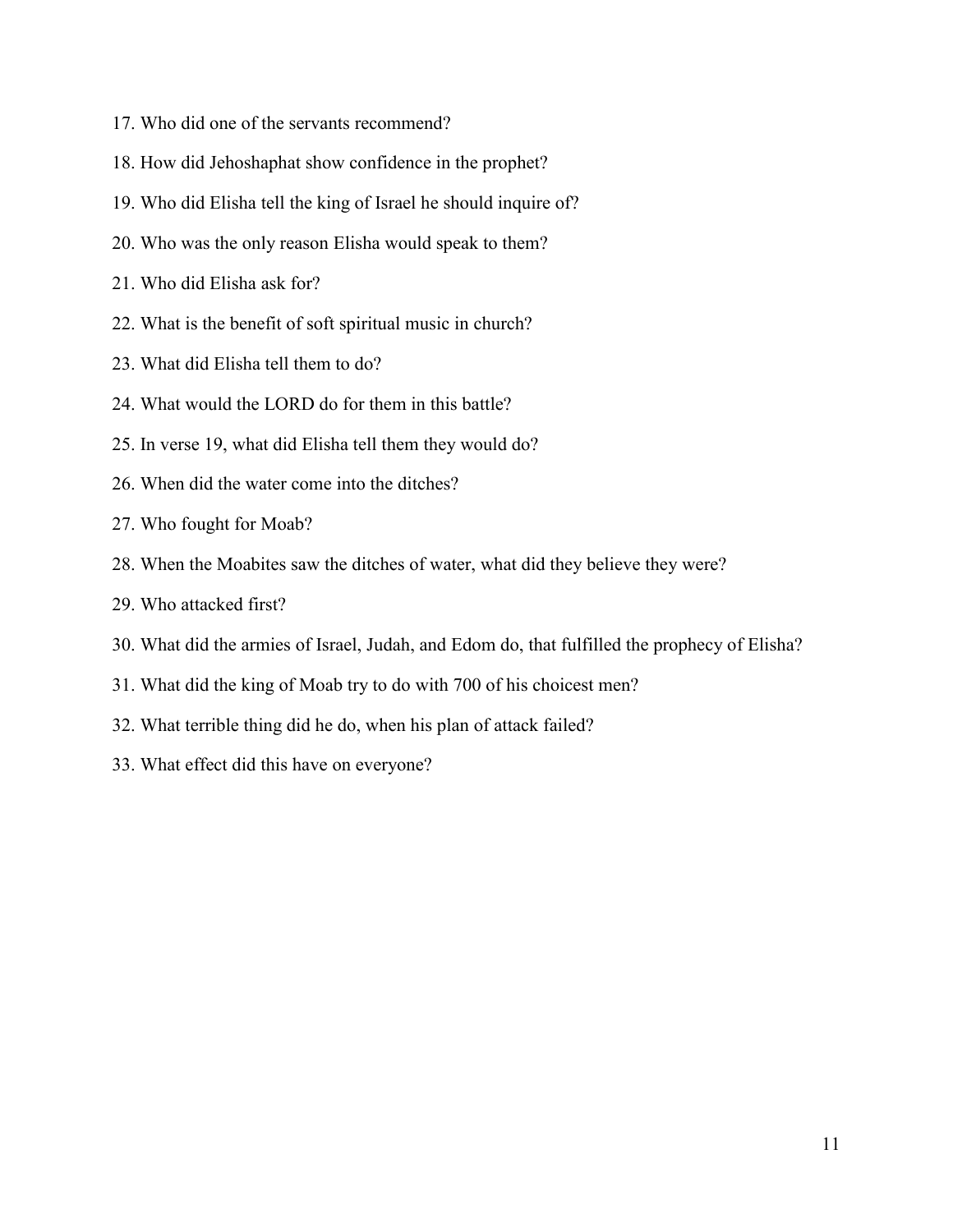17. Who did one of the servants recommend?
18. How did Jehoshaphat show confidence in the prophet?
19. Who did Elisha tell the king of Israel he should inquire of?
20. Who was the only reason Elisha would speak to them?
21. Who did Elisha ask for?
22. What is the benefit of soft spiritual music in church?
23. What did Elisha tell them to do?
24. What would the LORD do for them in this battle?
25. In verse 19, what did Elisha tell them they would do?
26. When did the water come into the ditches?
27. Who fought for Moab?
28. When the Moabites saw the ditches of water, what did they believe they were?
29. Who attacked first?
30. What did the armies of Israel, Judah, and Edom do, that fulfilled the prophecy of Elisha?
31. What did the king of Moab try to do with 700 of his choicest men?
32. What terrible thing did he do, when his plan of attack failed?
33. What effect did this have on everyone?